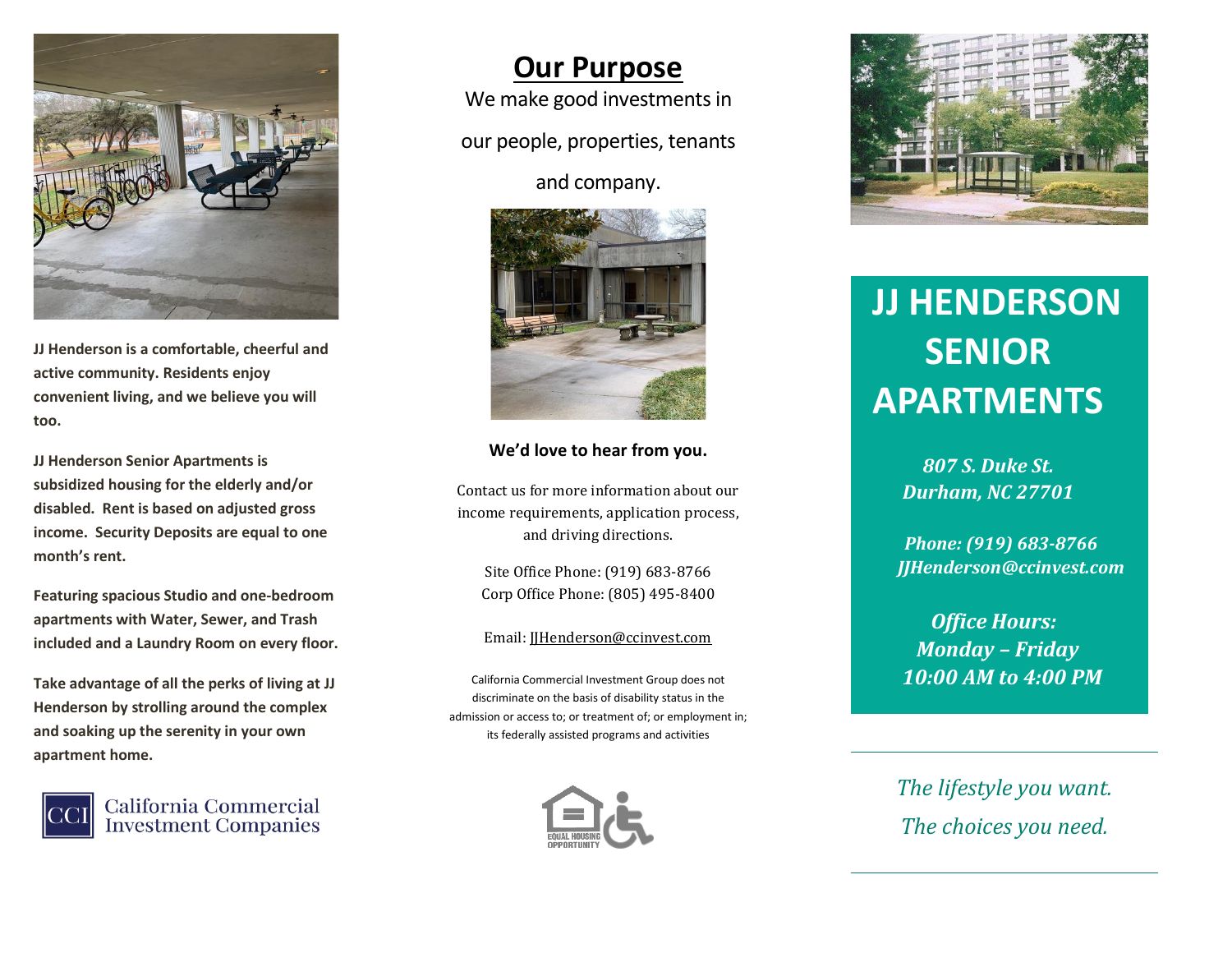**JJ Henderson is a comfortable, cheerful and active community. Residents enjoy convenient living, and we believe you will too.**

**JJ Henderson Senior Apartments is subsidized housing for the elderly and/or disabled. Rent is based on adjusted gross income. Security Deposits are equal to one month's rent.**

**Featuring spacious Studio and one-bedroom apartments with Water, Sewer, and Trash included and a Laundry Room on every floor.**

**Take advantage of all the perks of living at JJ Henderson by strolling around the complex and soaking up the serenity in your own apartment home.**

CCI California Commercial Investment Companies

## Our Purpose

We make good investments in our people, properties, tenants and company.

**We'd love to hear from you.**

Contact us for more information about our income requirements, application process, and driving directions.

Site Office Phone: (919) 683-8766
Corp Office Phone: (805) 495-8400

Email: JJHenderson@ccinvest.com

California Commercial Investment Group does not discriminate on the basis of disability status in the admission or access to; or treatment of; or employment in; its federally assisted programs and activities

EQUAL HOUSING OPPORTUNITY

# JJ HENDERSON SENIOR APARTMENTS

*807 S. Duke St.*
*Durham, NC 27701*

*Phone: (919) 683-8766*
*JJHenderson@ccinvest.com*

*Office Hours:*
*Monday – Friday*
*10:00 AM to 4:00 PM*

*The lifestyle you want.*
*The choices you need.*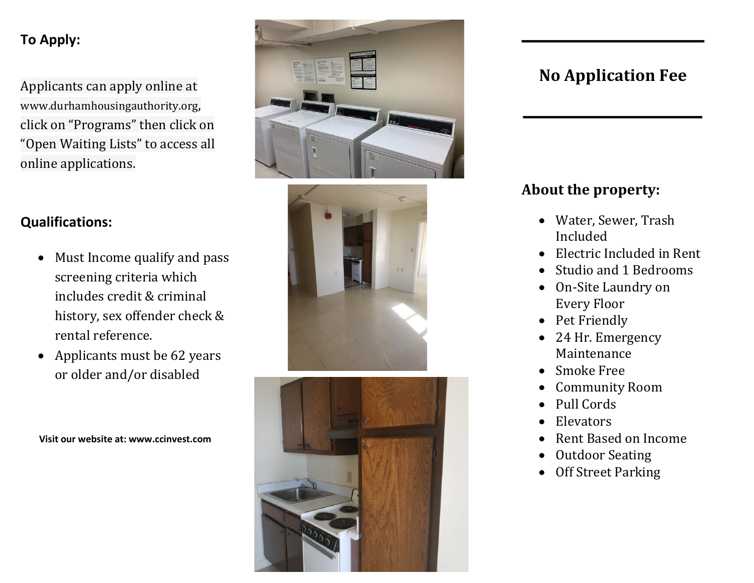**To Apply:**

Applicants can apply online at www.durhamhousingauthority.org, click on "Programs" then click on "Open Waiting Lists" to access all online applications.

**Qualifications:**

- Must Income qualify and pass screening criteria which includes credit & criminal history, sex offender check & rental reference.
- Applicants must be 62 years or older and/or disabled

**Visit our website at: www.ccinvest.com**

---

**No Application Fee**

---

**About the property:**

- Water, Sewer, Trash Included
- Electric Included in Rent
- Studio and 1 Bedrooms
- On-Site Laundry on Every Floor
- Pet Friendly
- 24 Hr. Emergency Maintenance
- Smoke Free
- Community Room
- Pull Cords
- Elevators
- Rent Based on Income
- Outdoor Seating
- Off Street Parking